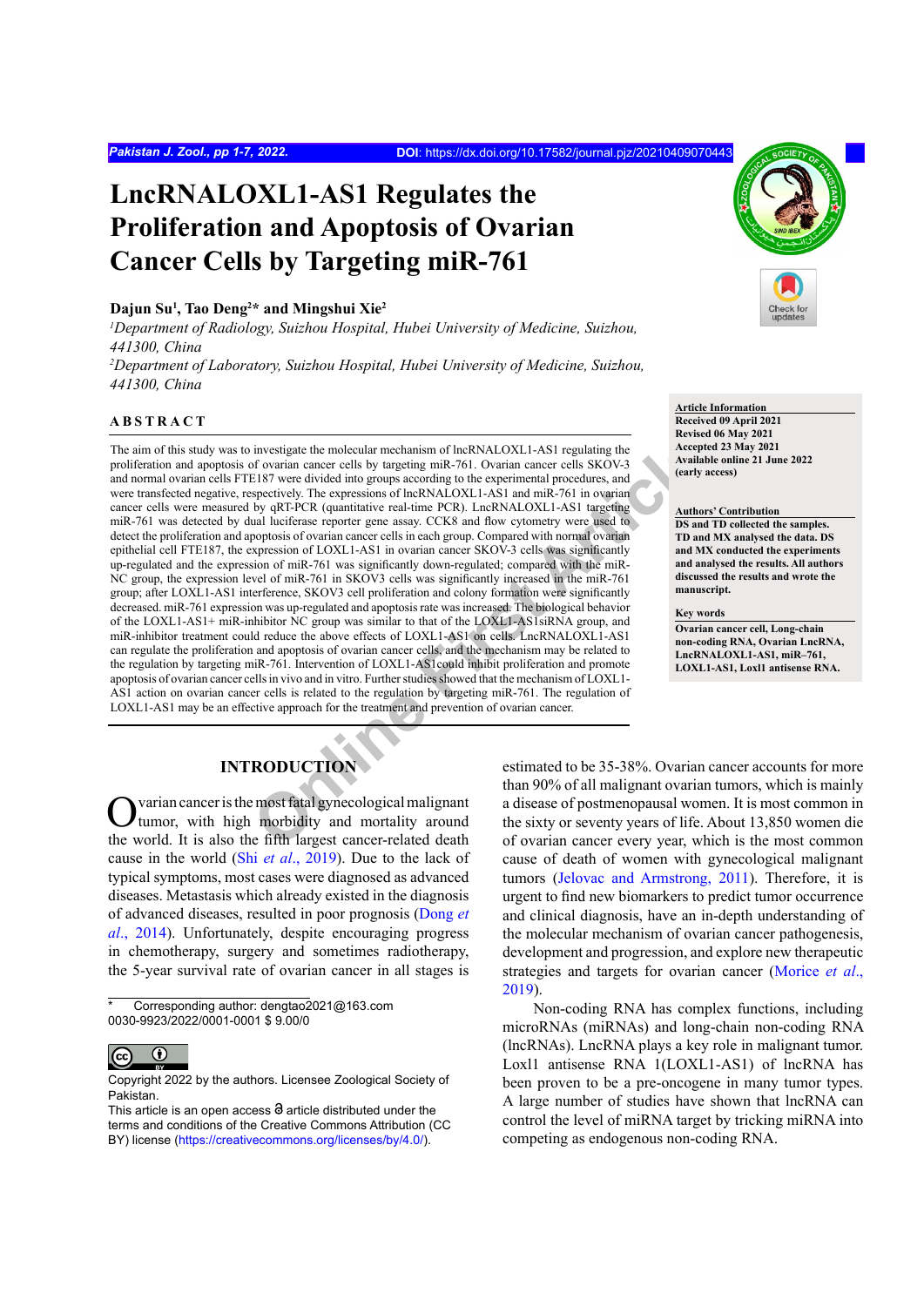# LncRNALOXL1-AS1 Regulates the Proliferation and Apoptosis of Ovarian Cancer Cells by Targeting miR-761

**Dajun Su[1], Tao Deng[2]* and Mingshui Xie[2]**

*[1]Department of Radiology, Suizhou Hospital, Hubei University of Medicine, Suizhou, 441300, China*
*[2]Department of Laboratory, Suizhou Hospital, Hubei University of Medicine, Suizhou, 441300, China*

**Article Information**
Received 09 April 2021
Revised 06 May 2021
Accepted 23 May 2021
Available online 21 June 2022 (early access)

**Authors' Contribution**
DS and TD collected the samples. TD and MX analysed the data. DS and MX conducted the experiments and analysed the results. All authors discussed the results and wrote the manuscript.

**Key words**
Ovarian cancer cell, Long-chain non-coding RNA, Ovarian LncRNA, LncRNALOXL1-AS1, miR–761, LOXL1-AS1, Loxl1 antisense RNA.

## ABSTRACT

The aim of this study was to investigate the molecular mechanism of lncRNALOXL1-AS1 regulating the proliferation and apoptosis of ovarian cancer cells by targeting miR-761. Ovarian cancer cells SKOV-3 and normal ovarian cells FTE187 were divided into groups according to the experimental procedures, and were transfected negative, respectively. The expressions of lncRNALOXL1-AS1 and miR-761 in ovarian cancer cells were measured by qRT-PCR (quantitative real-time PCR). LncRNALOXL1-AS1 targeting miR-761 was detected by dual luciferase reporter gene assay. CCK8 and flow cytometry were used to detect the proliferation and apoptosis of ovarian cancer cells in each group. Compared with normal ovarian epithelial cell FTE187, the expression of LOXL1-AS1 in ovarian cancer SKOV-3 cells was significantly up-regulated and the expression of miR-761 was significantly down-regulated; compared with the miR-NC group, the expression level of miR-761 in SKOV3 cells was significantly increased in the miR-761 group; after LOXL1-AS1 interference, SKOV3 cell proliferation and colony formation were significantly decreased. miR-761 expression was up-regulated and apoptosis rate was increased. The biological behavior of the LOXL1-AS1+ miR-inhibitor NC group was similar to that of the LOXL1-AS1siRNA group, and miR-inhibitor treatment could reduce the above effects of LOXL1-AS1 on cells. LncRNALOXL1-AS1 can regulate the proliferation and apoptosis of ovarian cancer cells, and the mechanism may be related to the regulation by targeting miR-761. Intervention of LOXL1-AS1could inhibit proliferation and promote apoptosis of ovarian cancer cells in vivo and in vitro. Further studies showed that the mechanism of LOXL1-AS1 action on ovarian cancer cells is related to the regulation by targeting miR-761. The regulation of LOXL1-AS1 may be an effective approach for the treatment and prevention of ovarian cancer.

## INTRODUCTION

Ovarian cancer is the most fatal gynecological malignant tumor, with high morbidity and mortality around the world. It is also the fifth largest cancer-related death cause in the world (Shi *et al*., 2019). Due to the lack of typical symptoms, most cases were diagnosed as advanced diseases. Metastasis which already existed in the diagnosis of advanced diseases, resulted in poor prognosis (Dong *et al*., 2014). Unfortunately, despite encouraging progress in chemotherapy, surgery and sometimes radiotherapy, the 5-year survival rate of ovarian cancer in all stages is estimated to be 35-38%. Ovarian cancer accounts for more than 90% of all malignant ovarian tumors, which is mainly a disease of postmenopausal women. It is most common in the sixty or seventy years of life. About 13,850 women die of ovarian cancer every year, which is the most common cause of death of women with gynecological malignant tumors (Jelovac and Armstrong, 2011). Therefore, it is urgent to find new biomarkers to predict tumor occurrence and clinical diagnosis, have an in-depth understanding of the molecular mechanism of ovarian cancer pathogenesis, development and progression, and explore new therapeutic strategies and targets for ovarian cancer (Morice *et al*., 2019).

Non-coding RNA has complex functions, including microRNAs (miRNAs) and long-chain non-coding RNA (lncRNAs). LncRNA plays a key role in malignant tumor. Loxl1 antisense RNA 1(LOXL1-AS1) of lncRNA has been proven to be a pre-oncogene in many tumor types. A large number of studies have shown that lncRNA can control the level of miRNA target by tricking miRNA into competing as endogenous non-coding RNA.

\* Corresponding author: dengtao2021@163.com
0030-9923/2022/0001-0001 $ 9.00/0

Copyright 2022 by the authors. Licensee Zoological Society of Pakistan.
This article is an open access article distributed under the terms and conditions of the Creative Commons Attribution (CC BY) license (https://creativecommons.org/licenses/by/4.0/).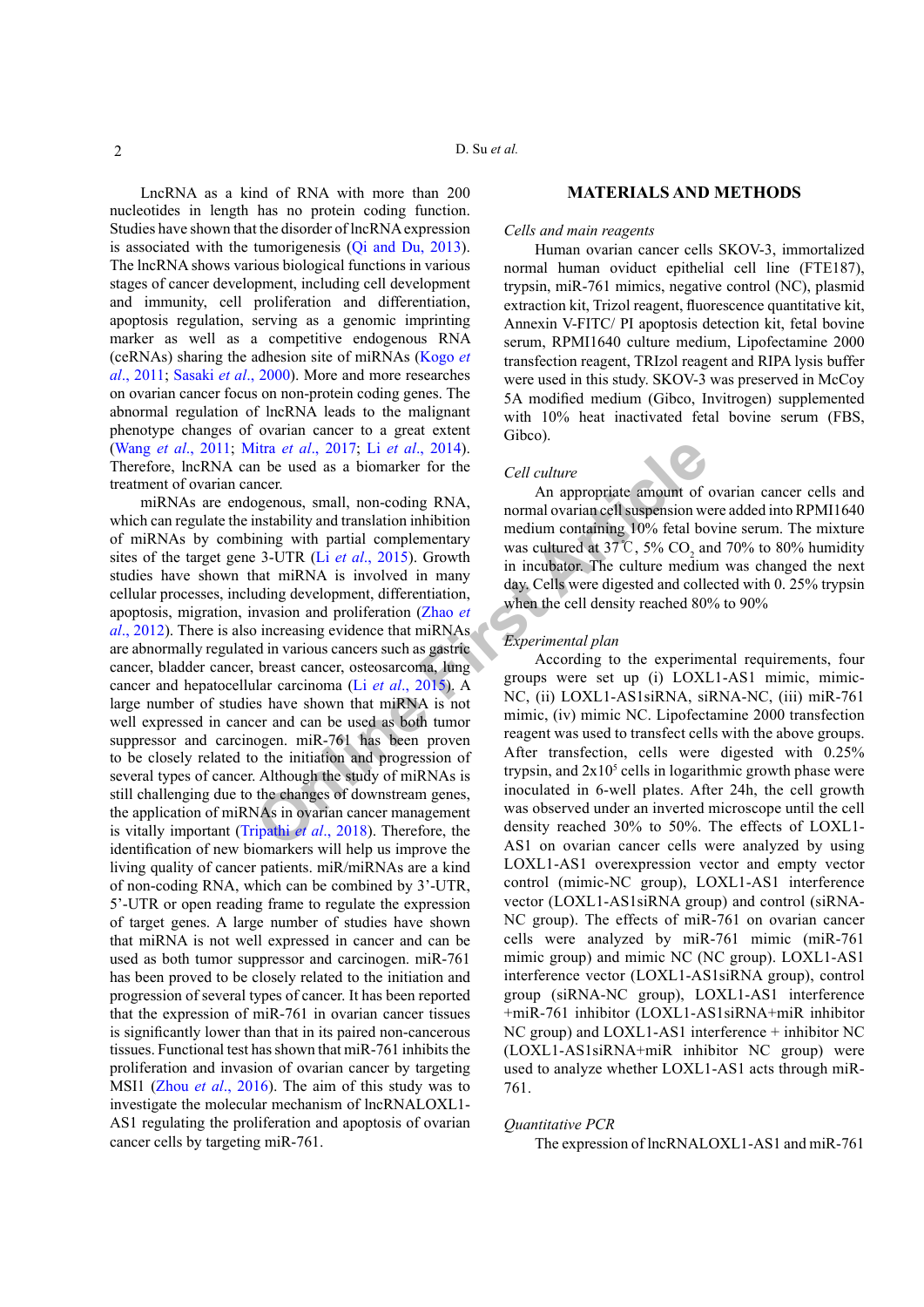LncRNA as a kind of RNA with more than 200 nucleotides in length has no protein coding function. Studies have shown that the disorder of lncRNA expression is associated with the tumorigenesis (Qi and Du, 2013). The lncRNA shows various biological functions in various stages of cancer development, including cell development and immunity, cell proliferation and differentiation, apoptosis regulation, serving as a genomic imprinting marker as well as a competitive endogenous RNA (ceRNAs) sharing the adhesion site of miRNAs (Kogo *et al*., 2011; Sasaki *et al*., 2000). More and more researches on ovarian cancer focus on non-protein coding genes. The abnormal regulation of lncRNA leads to the malignant phenotype changes of ovarian cancer to a great extent (Wang *et al*., 2011; Mitra *et al*., 2017; Li *et al*., 2014). Therefore, lncRNA can be used as a biomarker for the treatment of ovarian cancer.

miRNAs are endogenous, small, non-coding RNA, which can regulate the instability and translation inhibition of miRNAs by combining with partial complementary sites of the target gene 3-UTR (Li *et al*., 2015). Growth studies have shown that miRNA is involved in many cellular processes, including development, differentiation, apoptosis, migration, invasion and proliferation (Zhao *et al*., 2012). There is also increasing evidence that miRNAs are abnormally regulated in various cancers such as gastric cancer, bladder cancer, breast cancer, osteosarcoma, lung cancer and hepatocellular carcinoma (Li *et al*., 2015). A large number of studies have shown that miRNA is not well expressed in cancer and can be used as both tumor suppressor and carcinogen. miR-761 has been proven to be closely related to the initiation and progression of several types of cancer. Although the study of miRNAs is still challenging due to the changes of downstream genes, the application of miRNAs in ovarian cancer management is vitally important (Tripathi *et al*., 2018). Therefore, the identification of new biomarkers will help us improve the living quality of cancer patients. miR/miRNAs are a kind of non-coding RNA, which can be combined by 3'-UTR, 5'-UTR or open reading frame to regulate the expression of target genes. A large number of studies have shown that miRNA is not well expressed in cancer and can be used as both tumor suppressor and carcinogen. miR-761 has been proved to be closely related to the initiation and progression of several types of cancer. It has been reported that the expression of miR-761 in ovarian cancer tissues is significantly lower than that in its paired non-cancerous tissues. Functional test has shown that miR-761 inhibits the proliferation and invasion of ovarian cancer by targeting MSI1 (Zhou *et al*., 2016). The aim of this study was to investigate the molecular mechanism of lncRNALOXL1-AS1 regulating the proliferation and apoptosis of ovarian cancer cells by targeting miR-761.

## MATERIALS AND METHODS

*Cells and main reagents*

Human ovarian cancer cells SKOV-3, immortalized normal human oviduct epithelial cell line (FTE187), trypsin, miR-761 mimics, negative control (NC), plasmid extraction kit, Trizol reagent, fluorescence quantitative kit, Annexin V-FITC/ PI apoptosis detection kit, fetal bovine serum, RPMI1640 culture medium, Lipofectamine 2000 transfection reagent, TRIzol reagent and RIPA lysis buffer were used in this study. SKOV-3 was preserved in McCoy 5A modified medium (Gibco, Invitrogen) supplemented with 10% heat inactivated fetal bovine serum (FBS, Gibco).

*Cell culture*

An appropriate amount of ovarian cancer cells and normal ovarian cell suspension were added into RPMI1640 medium containing 10% fetal bovine serum. The mixture was cultured at 37℃, 5% $CO_2$ and 70% to 80% humidity in incubator. The culture medium was changed the next day. Cells were digested and collected with 0. 25% trypsin when the cell density reached 80% to 90%

*Experimental plan*

According to the experimental requirements, four groups were set up (i) LOXL1-AS1 mimic, mimic-NC, (ii) LOXL1-AS1siRNA, siRNA-NC, (iii) miR-761 mimic, (iv) mimic NC. Lipofectamine 2000 transfection reagent was used to transfect cells with the above groups. After transfection, cells were digested with 0.25% trypsin, and $2x10^5$ cells in logarithmic growth phase were inoculated in 6-well plates. After 24h, the cell growth was observed under an inverted microscope until the cell density reached 30% to 50%. The effects of LOXL1-AS1 on ovarian cancer cells were analyzed by using LOXL1-AS1 overexpression vector and empty vector control (mimic-NC group), LOXL1-AS1 interference vector (LOXL1-AS1siRNA group) and control (siRNA-NC group). The effects of miR-761 on ovarian cancer cells were analyzed by miR-761 mimic (miR-761 mimic group) and mimic NC (NC group). LOXL1-AS1 interference vector (LOXL1-AS1siRNA group), control group (siRNA-NC group), LOXL1-AS1 interference +miR-761 inhibitor (LOXL1-AS1siRNA+miR inhibitor NC group) and LOXL1-AS1 interference + inhibitor NC (LOXL1-AS1siRNA+miR inhibitor NC group) were used to analyze whether LOXL1-AS1 acts through miR-761.

*Quantitative PCR*

The expression of lncRNALOXL1-AS1 and miR-761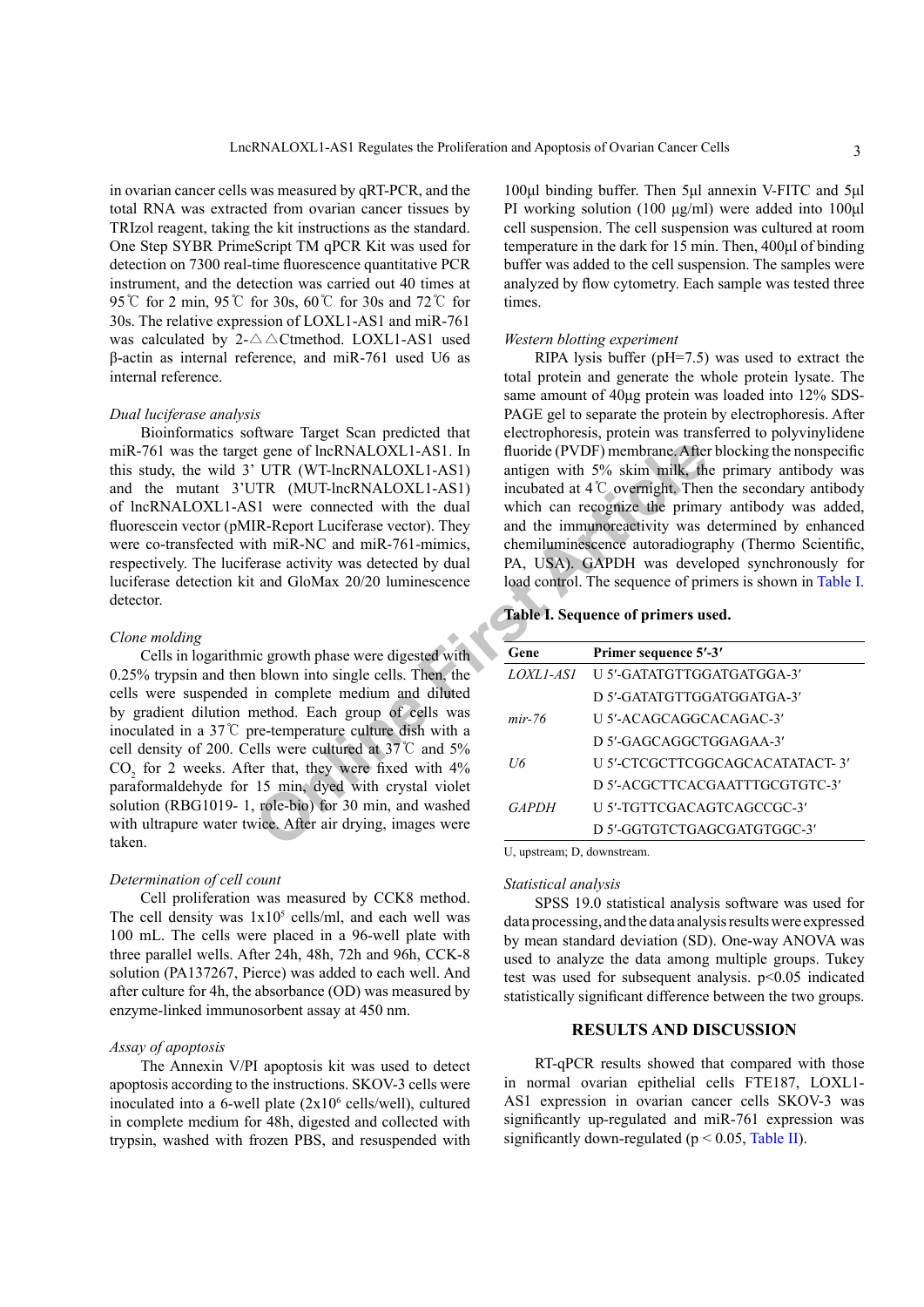in ovarian cancer cells was measured by qRT-PCR, and the total RNA was extracted from ovarian cancer tissues by TRIzol reagent, taking the kit instructions as the standard. One Step SYBR PrimeScript TM qPCR Kit was used for detection on 7300 real-time fluorescence quantitative PCR instrument, and the detection was carried out 40 times at 95℃ for 2 min, 95℃ for 30s, 60℃ for 30s and 72℃ for 30s. The relative expression of LOXL1-AS1 and miR-761 was calculated by 2-△△Ctmethod. LOXL1-AS1 used β-actin as internal reference, and miR-761 used U6 as internal reference.

*Dual luciferase analysis*

Bioinformatics software Target Scan predicted that miR-761 was the target gene of lncRNALOXL1-AS1. In this study, the wild 3' UTR (WT-lncRNALOXL1-AS1) and the mutant 3'UTR (MUT-lncRNALOXL1-AS1) of lncRNALOXL1-AS1 were connected with the dual fluorescein vector (pMIR-Report Luciferase vector). They were co-transfected with miR-NC and miR-761-mimics, respectively. The luciferase activity was detected by dual luciferase detection kit and GloMax 20/20 luminescence detector.

*Clone molding*

Cells in logarithmic growth phase were digested with 0.25% trypsin and then blown into single cells. Then, the cells were suspended in complete medium and diluted by gradient dilution method. Each group of cells was inoculated in a 37℃ pre-temperature culture dish with a cell density of 200. Cells were cultured at 37℃ and 5% $CO_2$ for 2 weeks. After that, they were fixed with 4% paraformaldehyde for 15 min, dyed with crystal violet solution (RBG1019- 1, role-bio) for 30 min, and washed with ultrapure water twice. After air drying, images were taken.

*Determination of cell count*

Cell proliferation was measured by CCK8 method. The cell density was $1x10^5$ cells/ml, and each well was 100 mL. The cells were placed in a 96-well plate with three parallel wells. After 24h, 48h, 72h and 96h, CCK-8 solution (PA137267, Pierce) was added to each well. And after culture for 4h, the absorbance (OD) was measured by enzyme-linked immunosorbent assay at 450 nm.

*Assay of apoptosis*

The Annexin V/PI apoptosis kit was used to detect apoptosis according to the instructions. SKOV-3 cells were inoculated into a 6-well plate ($2x10^6$ cells/well), cultured in complete medium for 48h, digested and collected with trypsin, washed with frozen PBS, and resuspended with 100μl binding buffer. Then 5μl annexin V-FITC and 5μl PI working solution (100 μg/ml) were added into 100μl cell suspension. The cell suspension was cultured at room temperature in the dark for 15 min. Then, 400μl of binding buffer was added to the cell suspension. The samples were analyzed by flow cytometry. Each sample was tested three times.

*Western blotting experiment*

RIPA lysis buffer (pH=7.5) was used to extract the total protein and generate the whole protein lysate. The same amount of 40μg protein was loaded into 12% SDS-PAGE gel to separate the protein by electrophoresis. After electrophoresis, protein was transferred to polyvinylidene fluoride (PVDF) membrane. After blocking the nonspecific antigen with 5% skim milk, the primary antibody was incubated at 4℃ overnight. Then the secondary antibody which can recognize the primary antibody was added, and the immunoreactivity was determined by enhanced chemiluminescence autoradiography (Thermo Scientific, PA, USA). GAPDH was developed synchronously for load control. The sequence of primers is shown in Table I.

**Table I. Sequence of primers used.**

| Gene | Primer sequence 5′-3′ |
|---|---|
| *LOXL1-AS1* | U 5′-GATATGTTGGATGATGGA-3′ |
| | D 5′-GATATGTTGGATGGATGA-3′ |
| *mir-76* | U 5′-ACAGCAGGCACAGAC-3′ |
| | D 5′-GAGCAGGCTGGAGAA-3′ |
| *U6* | U 5′-CTCGCTTCGGCAGCACATATACT- 3′ |
| | D 5′-ACGCTTCACGAATTTGCGTGTC-3′ |
| *GAPDH* | U 5′-TGTTCGACAGTCAGCCGC-3′ |
| | D 5′-GGTGTCTGAGCGATGTGGC-3′ |

U, upstream; D, downstream.

*Statistical analysis*

SPSS 19.0 statistical analysis software was used for data processing, and the data analysis results were expressed by mean standard deviation (SD). One-way ANOVA was used to analyze the data among multiple groups. Tukey test was used for subsequent analysis. $p<0.05$ indicated statistically significant difference between the two groups.

## RESULTS AND DISCUSSION

RT-qPCR results showed that compared with those in normal ovarian epithelial cells FTE187, LOXL1-AS1 expression in ovarian cancer cells SKOV-3 was significantly up-regulated and miR-761 expression was significantly down-regulated ($p < 0.05$, Table II).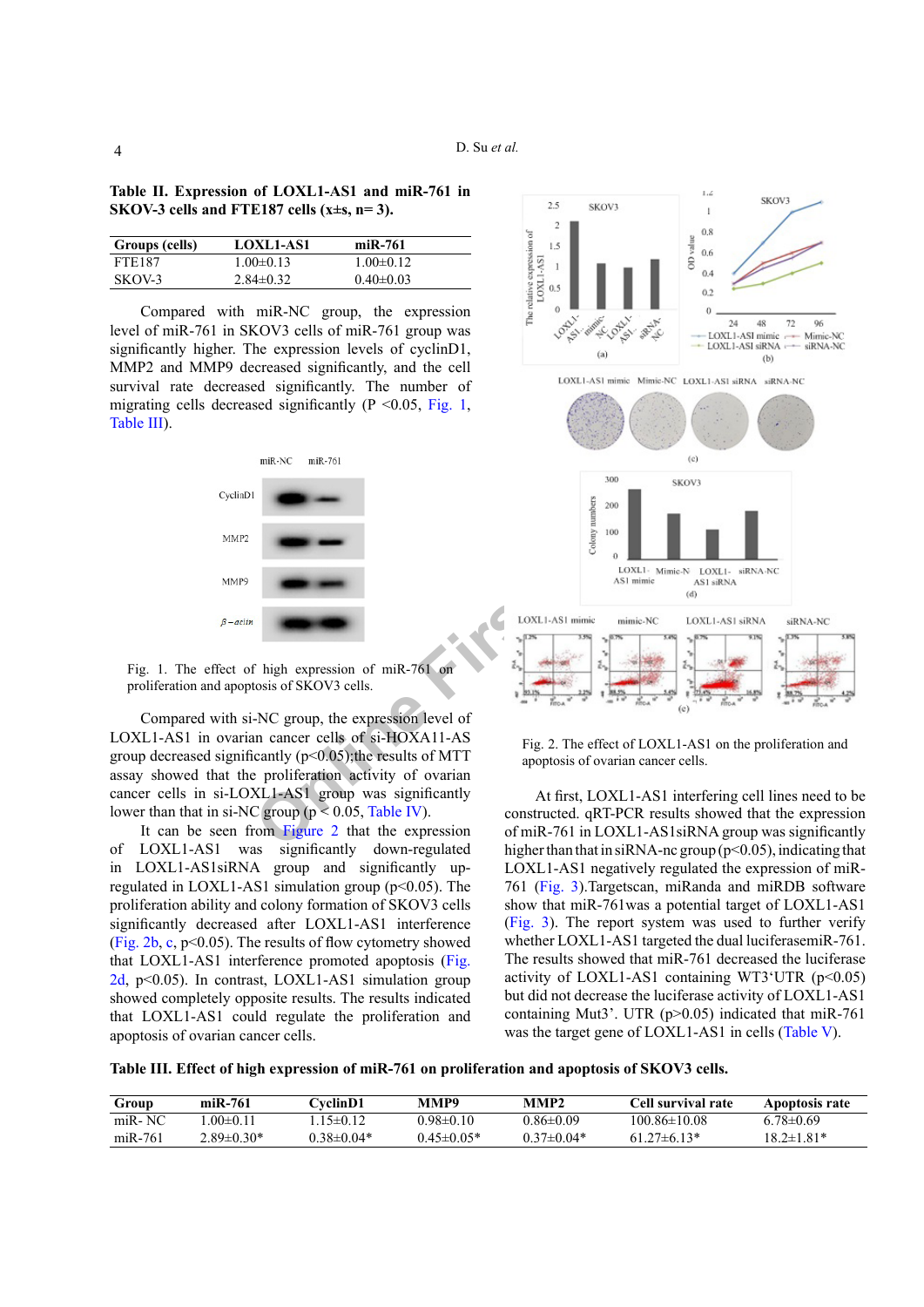**Table II. Expression of LOXL1-AS1 and miR-761 in SKOV-3 cells and FTE187 cells (x±s, n= 3).**

| Groups (cells) | LOXL1-AS1 | miR-761 |
|---|---|---|
| FTE187 | 1.00±0.13 | 1.00±0.12 |
| SKOV-3 | 2.84±0.32 | 0.40±0.03 |

Compared with miR-NC group, the expression level of miR-761 in SKOV3 cells of miR-761 group was significantly higher. The expression levels of cyclinD1, MMP2 and MMP9 decreased significantly, and the cell survival rate decreased significantly. The number of migrating cells decreased significantly (P <0.05, Fig. 1, Table III).

Fig. 1. The effect of high expression of miR-761 on proliferation and apoptosis of SKOV3 cells.

Compared with si-NC group, the expression level of LOXL1-AS1 in ovarian cancer cells of si-HOXA11-AS group decreased significantly (p<0.05);the results of MTT assay showed that the proliferation activity of ovarian cancer cells in si-LOXL1-AS1 group was significantly lower than that in si-NC group (p < 0.05, Table IV).

It can be seen from Figure 2 that the expression of LOXL1-AS1 was significantly down-regulated in LOXL1-AS1siRNA group and significantly up-regulated in LOXL1-AS1 simulation group (p<0.05). The proliferation ability and colony formation of SKOV3 cells significantly decreased after LOXL1-AS1 interference (Fig. 2b, c, p<0.05). The results of flow cytometry showed that LOXL1-AS1 interference promoted apoptosis (Fig. 2d, p<0.05). In contrast, LOXL1-AS1 simulation group showed completely opposite results. The results indicated that LOXL1-AS1 could regulate the proliferation and apoptosis of ovarian cancer cells.

Fig. 2. The effect of LOXL1-AS1 on the proliferation and apoptosis of ovarian cancer cells.

At first, LOXL1-AS1 interfering cell lines need to be constructed. qRT-PCR results showed that the expression of miR-761 in LOXL1-AS1siRNA group was significantly higher than that in siRNA-nc group (p<0.05), indicating that LOXL1-AS1 negatively regulated the expression of miR-761 (Fig. 3).Targetscan, miRanda and miRDB software show that miR-761was a potential target of LOXL1-AS1 (Fig. 3). The report system was used to further verify whether LOXL1-AS1 targeted the dual luciferasemiR-761. The results showed that miR-761 decreased the luciferase activity of LOXL1-AS1 containing WT3'UTR (p<0.05) but did not decrease the luciferase activity of LOXL1-AS1 containing Mut3'. UTR (p>0.05) indicated that miR-761 was the target gene of LOXL1-AS1 in cells (Table V).

**Table III. Effect of high expression of miR-761 on proliferation and apoptosis of SKOV3 cells.**

| Group | miR-761 | CyclinD1 | MMP9 | MMP2 | Cell survival rate | Apoptosis rate |
|---|---|---|---|---|---|---|
| miR- NC | 1.00±0.11 | 1.15±0.12 | 0.98±0.10 | 0.86±0.09 | 100.86±10.08 | 6.78±0.69 |
| miR-761 | 2.89±0.30* | 0.38±0.04* | 0.45±0.05* | 0.37±0.04* | 61.27±6.13* | 18.2±1.81* |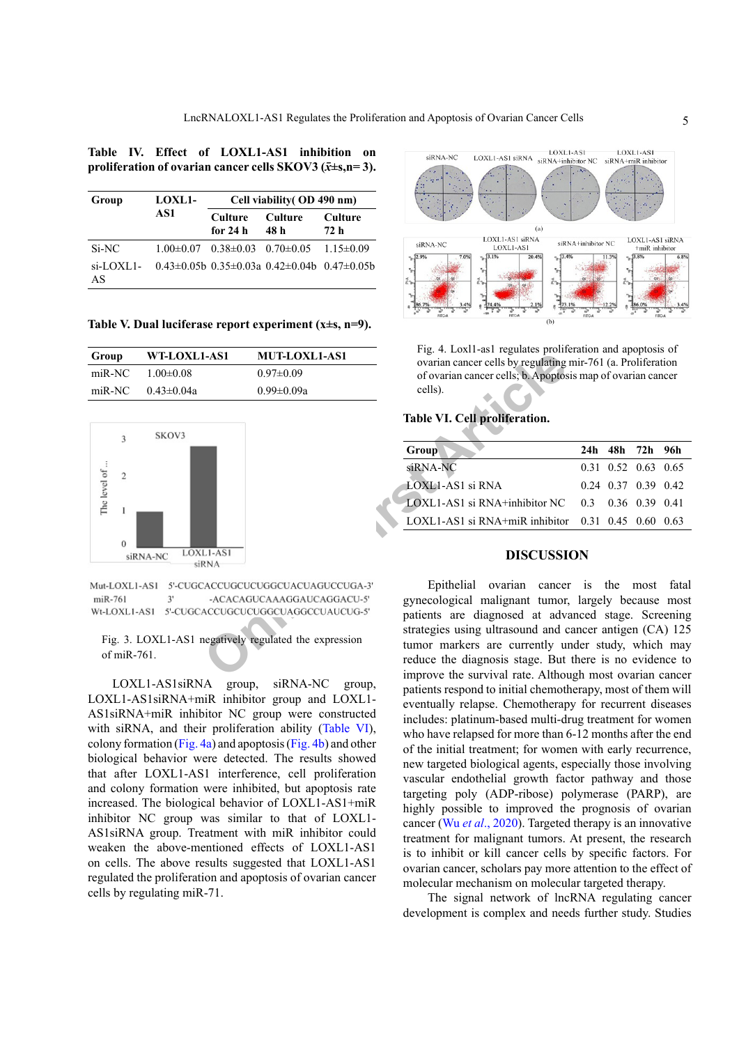**Table IV. Effect of LOXL1-AS1 inhibition on proliferation of ovarian cancer cells SKOV3 ($\bar{x}$±s,n= 3).**

| Group | LOXL1-AS1 | Cell viability( OD 490 nm) | | |
|---|---|---|---|---|
| | | Culture for 24 h | Culture 48 h | Culture 72 h |
| Si-NC | 1.00±0.07 | 0.38±0.03 | 0.70±0.05 | 1.15±0.09 |
| si-LOXL1-AS | 0.43±0.05b | 0.35±0.03a | 0.42±0.04b | 0.47±0.05b |

**Table V. Dual luciferase report experiment (x±s, n=9).**

| Group | WT-LOXL1-AS1 | MUT-LOXL1-AS1 |
|---|---|---|
| miR-NC | 1.00±0.08 | 0.97±0.09 |
| miR-NC | 0.43±0.04a | 0.99±0.09a |

Mut-LOXL1-AS1 5'-CUGCACCUGCUCUGGCUACUAGUCCUGA-3'
miR-761 3' -ACACAGUCAAAGGAUCAGGACU-5'
Wt-LOXL1-AS1 5'-CUGCACCUGCUCUGGCUAGGCCUAUCUG-5'

Fig. 3. LOXL1-AS1 negatively regulated the expression of miR-761.

LOXL1-AS1siRNA group, siRNA-NC group, LOXL1-AS1siRNA+miR inhibitor group and LOXL1-AS1siRNA+miR inhibitor NC group were constructed with siRNA, and their proliferation ability (Table VI), colony formation (Fig. 4a) and apoptosis (Fig. 4b) and other biological behavior were detected. The results showed that after LOXL1-AS1 interference, cell proliferation and colony formation were inhibited, but apoptosis rate increased. The biological behavior of LOXL1-AS1+miR inhibitor NC group was similar to that of LOXL1-AS1siRNA group. Treatment with miR inhibitor could weaken the above-mentioned effects of LOXL1-AS1 on cells. The above results suggested that LOXL1-AS1 regulated the proliferation and apoptosis of ovarian cancer cells by regulating miR-71.

Fig. 4. Loxl1-as1 regulates proliferation and apoptosis of ovarian cancer cells by regulating mir-761 (a. Proliferation of ovarian cancer cells; b. Apoptosis map of ovarian cancer cells).

**Table VI. Cell proliferation.**

| Group | 24h | 48h | 72h | 96h |
|---|---|---|---|---|
| siRNA-NC | 0.31 | 0.52 | 0.63 | 0.65 |
| LOXL1-AS1 si RNA | 0.24 | 0.37 | 0.39 | 0.42 |
| LOXL1-AS1 si RNA+inhibitor NC | 0.3 | 0.36 | 0.39 | 0.41 |
| LOXL1-AS1 si RNA+miR inhibitor | 0.31 | 0.45 | 0.60 | 0.63 |

## DISCUSSION

Epithelial ovarian cancer is the most fatal gynecological malignant tumor, largely because most patients are diagnosed at advanced stage. Screening strategies using ultrasound and cancer antigen (CA) 125 tumor markers are currently under study, which may reduce the diagnosis stage. But there is no evidence to improve the survival rate. Although most ovarian cancer patients respond to initial chemotherapy, most of them will eventually relapse. Chemotherapy for recurrent diseases includes: platinum-based multi-drug treatment for women who have relapsed for more than 6-12 months after the end of the initial treatment; for women with early recurrence, new targeted biological agents, especially those involving vascular endothelial growth factor pathway and those targeting poly (ADP-ribose) polymerase (PARP), are highly possible to improved the prognosis of ovarian cancer (Wu *et al*., 2020). Targeted therapy is an innovative treatment for malignant tumors. At present, the research is to inhibit or kill cancer cells by specific factors. For ovarian cancer, scholars pay more attention to the effect of molecular mechanism on molecular targeted therapy.

The signal network of lncRNA regulating cancer development is complex and needs further study. Studies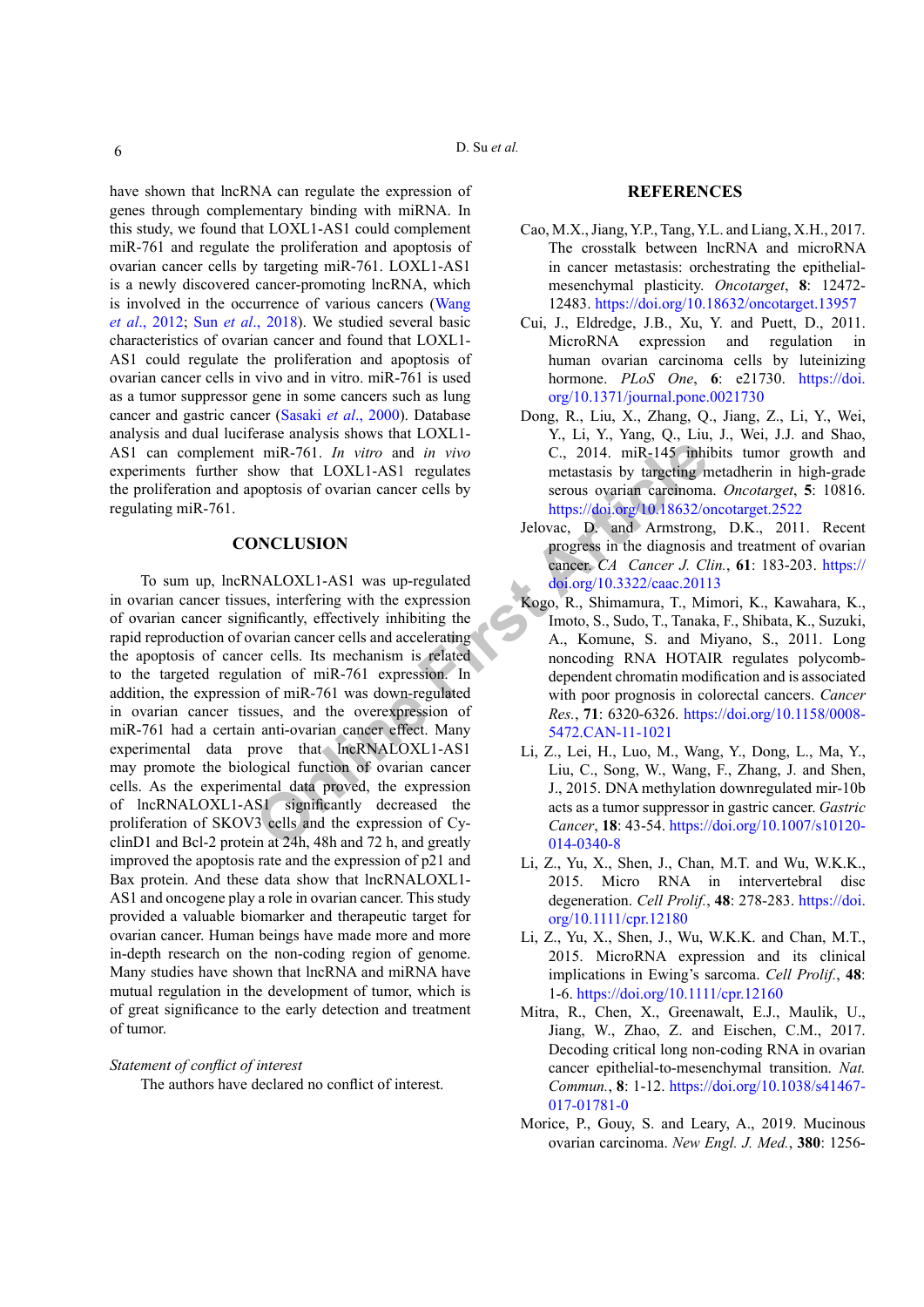have shown that lncRNA can regulate the expression of genes through complementary binding with miRNA. In this study, we found that LOXL1-AS1 could complement miR-761 and regulate the proliferation and apoptosis of ovarian cancer cells by targeting miR-761. LOXL1-AS1 is a newly discovered cancer-promoting lncRNA, which is involved in the occurrence of various cancers (Wang *et al*., 2012; Sun *et al*., 2018). We studied several basic characteristics of ovarian cancer and found that LOXL1-AS1 could regulate the proliferation and apoptosis of ovarian cancer cells in vivo and in vitro. miR-761 is used as a tumor suppressor gene in some cancers such as lung cancer and gastric cancer (Sasaki *et al*., 2000). Database analysis and dual luciferase analysis shows that LOXL1-AS1 can complement miR-761. *In vitro* and *in vivo* experiments further show that LOXL1-AS1 regulates the proliferation and apoptosis of ovarian cancer cells by regulating miR-761.

## CONCLUSION

To sum up, lncRNALOXL1-AS1 was up-regulated in ovarian cancer tissues, interfering with the expression of ovarian cancer significantly, effectively inhibiting the rapid reproduction of ovarian cancer cells and accelerating the apoptosis of cancer cells. Its mechanism is related to the targeted regulation of miR-761 expression. In addition, the expression of miR-761 was down-regulated in ovarian cancer tissues, and the overexpression of miR-761 had a certain anti-ovarian cancer effect. Many experimental data prove that lncRNALOXL1-AS1 may promote the biological function of ovarian cancer cells. As the experimental data proved, the expression of lncRNALOXL1-AS1 significantly decreased the proliferation of SKOV3 cells and the expression of CyclinD1 and Bcl-2 protein at 24h, 48h and 72 h, and greatly improved the apoptosis rate and the expression of p21 and Bax protein. And these data show that lncRNALOXL1-AS1 and oncogene play a role in ovarian cancer. This study provided a valuable biomarker and therapeutic target for ovarian cancer. Human beings have made more and more in-depth research on the non-coding region of genome. Many studies have shown that lncRNA and miRNA have mutual regulation in the development of tumor, which is of great significance to the early detection and treatment of tumor.

*Statement of conflict of interest*

The authors have declared no conflict of interest.

## REFERENCES

Cao, M.X., Jiang, Y.P., Tang, Y.L. and Liang, X.H., 2017. The crosstalk between lncRNA and microRNA in cancer metastasis: orchestrating the epithelial-mesenchymal plasticity. *Oncotarget*, **8**: 12472-12483. https://doi.org/10.18632/oncotarget.13957

Cui, J., Eldredge, J.B., Xu, Y. and Puett, D., 2011. MicroRNA expression and regulation in human ovarian carcinoma cells by luteinizing hormone. *PLoS One*, **6**: e21730. https://doi.org/10.1371/journal.pone.0021730

Dong, R., Liu, X., Zhang, Q., Jiang, Z., Li, Y., Wei, Y., Li, Y., Yang, Q., Liu, J., Wei, J.J. and Shao, C., 2014. miR-145 inhibits tumor growth and metastasis by targeting metadherin in high-grade serous ovarian carcinoma. *Oncotarget*, **5**: 10816. https://doi.org/10.18632/oncotarget.2522

Jelovac, D. and Armstrong, D.K., 2011. Recent progress in the diagnosis and treatment of ovarian cancer. *CA Cancer J. Clin.*, **61**: 183-203. https://doi.org/10.3322/caac.20113

Kogo, R., Shimamura, T., Mimori, K., Kawahara, K., Imoto, S., Sudo, T., Tanaka, F., Shibata, K., Suzuki, A., Komune, S. and Miyano, S., 2011. Long noncoding RNA HOTAIR regulates polycomb-dependent chromatin modification and is associated with poor prognosis in colorectal cancers. *Cancer Res.*, **71**: 6320-6326. https://doi.org/10.1158/0008-5472.CAN-11-1021

Li, Z., Lei, H., Luo, M., Wang, Y., Dong, L., Ma, Y., Liu, C., Song, W., Wang, F., Zhang, J. and Shen, J., 2015. DNA methylation downregulated mir-10b acts as a tumor suppressor in gastric cancer. *Gastric Cancer*, **18**: 43-54. https://doi.org/10.1007/s10120-014-0340-8

Li, Z., Yu, X., Shen, J., Chan, M.T. and Wu, W.K.K., 2015. Micro RNA in intervertebral disc degeneration. *Cell Prolif.*, **48**: 278-283. https://doi.org/10.1111/cpr.12180

Li, Z., Yu, X., Shen, J., Wu, W.K.K. and Chan, M.T., 2015. MicroRNA expression and its clinical implications in Ewing's sarcoma. *Cell Prolif.*, **48**: 1-6. https://doi.org/10.1111/cpr.12160

Mitra, R., Chen, X., Greenawalt, E.J., Maulik, U., Jiang, W., Zhao, Z. and Eischen, C.M., 2017. Decoding critical long non-coding RNA in ovarian cancer epithelial-to-mesenchymal transition. *Nat. Commun.*, **8**: 1-12. https://doi.org/10.1038/s41467-017-01781-0

Morice, P., Gouy, S. and Leary, A., 2019. Mucinous ovarian carcinoma. *New Engl. J. Med.*, **380**: 1256-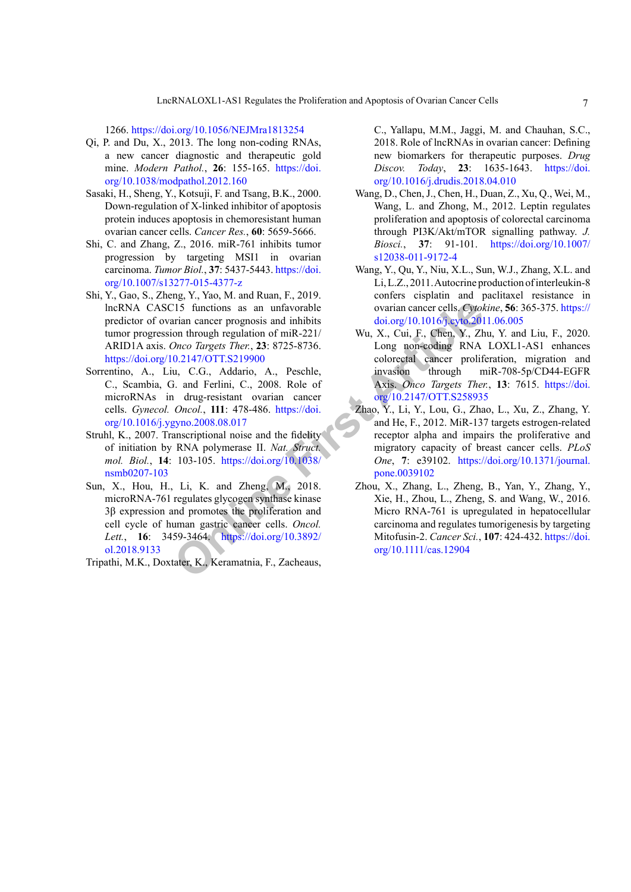1266. https://doi.org/10.1056/NEJMra1813254

Qi, P. and Du, X., 2013. The long non-coding RNAs, a new cancer diagnostic and therapeutic gold mine. *Modern Pathol.*, **26**: 155-165. https://doi.org/10.1038/modpathol.2012.160

Sasaki, H., Sheng, Y., Kotsuji, F. and Tsang, B.K., 2000. Down-regulation of X-linked inhibitor of apoptosis protein induces apoptosis in chemoresistant human ovarian cancer cells. *Cancer Res.*, **60**: 5659-5666.

Shi, C. and Zhang, Z., 2016. miR-761 inhibits tumor progression by targeting MSI1 in ovarian carcinoma. *Tumor Biol.*, **37**: 5437-5443. https://doi.org/10.1007/s13277-015-4377-z

Shi, Y., Gao, S., Zheng, Y., Yao, M. and Ruan, F., 2019. lncRNA CASC15 functions as an unfavorable predictor of ovarian cancer prognosis and inhibits tumor progression through regulation of miR-221/ARID1A axis. *Onco Targets Ther.*, **23**: 8725-8736. https://doi.org/10.2147/OTT.S219900

Sorrentino, A., Liu, C.G., Addario, A., Peschle, C., Scambia, G. and Ferlini, C., 2008. Role of microRNAs in drug-resistant ovarian cancer cells. *Gynecol. Oncol.*, **111**: 478-486. https://doi.org/10.1016/j.ygyno.2008.08.017

Struhl, K., 2007. Transcriptional noise and the fidelity of initiation by RNA polymerase II. *Nat. Struct. mol. Biol.*, **14**: 103-105. https://doi.org/10.1038/nsmb0207-103

Sun, X., Hou, H., Li, K. and Zheng, M., 2018. microRNA-761 regulates glycogen synthase kinase 3β expression and promotes the proliferation and cell cycle of human gastric cancer cells. *Oncol. Lett.*, **16**: 3459-3464. https://doi.org/10.3892/ol.2018.9133

Tripathi, M.K., Doxtater, K., Keramatnia, F., Zacheaus, C., Yallapu, M.M., Jaggi, M. and Chauhan, S.C., 2018. Role of lncRNAs in ovarian cancer: Defining new biomarkers for therapeutic purposes. *Drug Discov. Today*, **23**: 1635-1643. https://doi.org/10.1016/j.drudis.2018.04.010

Wang, D., Chen, J., Chen, H., Duan, Z., Xu, Q., Wei, M., Wang, L. and Zhong, M., 2012. Leptin regulates proliferation and apoptosis of colorectal carcinoma through PI3K/Akt/mTOR signalling pathway. *J. Biosci.*, **37**: 91-101. https://doi.org/10.1007/s12038-011-9172-4

Wang, Y., Qu, Y., Niu, X.L., Sun, W.J., Zhang, X.L. and Li, L.Z., 2011. Autocrine production of interleukin-8 confers cisplatin and paclitaxel resistance in ovarian cancer cells. *Cytokine*, **56**: 365-375. https://doi.org/10.1016/j.cyto.2011.06.005

Wu, X., Cui, F., Chen, Y., Zhu, Y. and Liu, F., 2020. Long non-coding RNA LOXL1-AS1 enhances colorectal cancer proliferation, migration and invasion through miR-708-5p/CD44-EGFR Axis. *Onco Targets Ther.*, **13**: 7615. https://doi.org/10.2147/OTT.S258935

Zhao, Y., Li, Y., Lou, G., Zhao, L., Xu, Z., Zhang, Y. and He, F., 2012. MiR-137 targets estrogen-related receptor alpha and impairs the proliferative and migratory capacity of breast cancer cells. *PLoS One*, **7**: e39102. https://doi.org/10.1371/journal.pone.0039102

Zhou, X., Zhang, L., Zheng, B., Yan, Y., Zhang, Y., Xie, H., Zhou, L., Zheng, S. and Wang, W., 2016. Micro RNA-761 is upregulated in hepatocellular carcinoma and regulates tumorigenesis by targeting Mitofusin-2. *Cancer Sci.*, **107**: 424-432. https://doi.org/10.1111/cas.12904